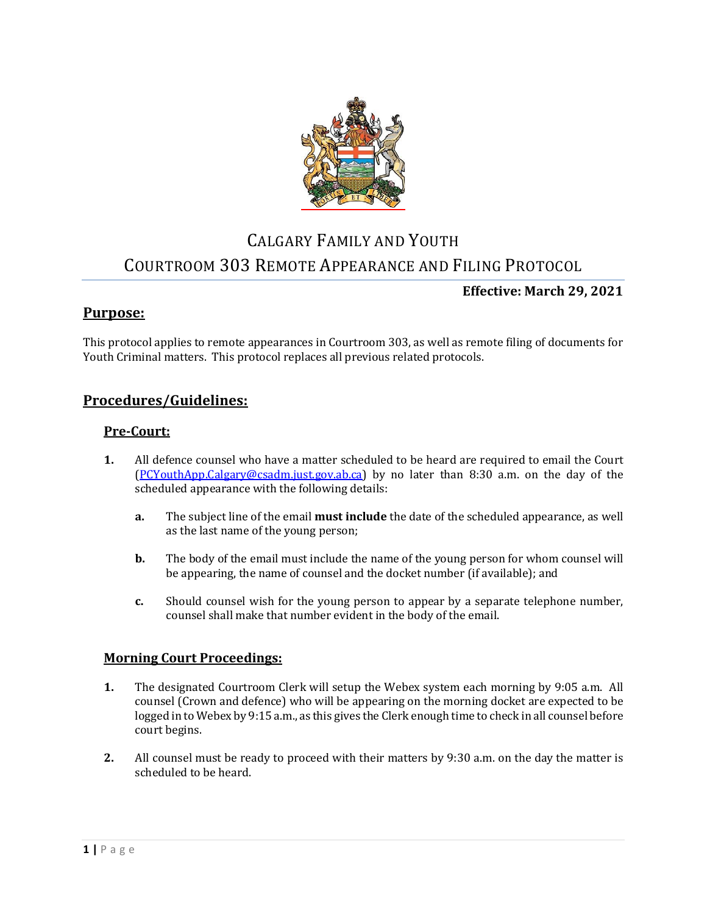# CALGARY FAMILY AND YOUTH

# COURTROOM 303 REMOTE APPEARANCE AND FILING PROTOCOL

**Effective: March 29, 2021**

## Purpose:

This protocol applies to remote appearances in Courtroom 303, as well as remote filing of documents for Youth Criminal matters. This protocol replaces all previous related protocols.

## Procedures/Guidelines:

### Pre-Court:

1. All defence counsel who have a matter scheduled to be heard are required to email the Court (PCYouthApp.Calgary@csadm.just.gov.ab.ca) by no later than 8:30 a.m. on the day of the scheduled appearance with the following details:

   a. The subject line of the email **must include** the date of the scheduled appearance, as well as the last name of the young person;

   b. The body of the email must include the name of the young person for whom counsel will be appearing, the name of counsel and the docket number (if available); and

   c. Should counsel wish for the young person to appear by a separate telephone number, counsel shall make that number evident in the body of the email.

### Morning Court Proceedings:

1. The designated Courtroom Clerk will setup the Webex system each morning by 9:05 a.m. All counsel (Crown and defence) who will be appearing on the morning docket are expected to be logged in to Webex by 9:15 a.m., as this gives the Clerk enough time to check in all counsel before court begins.

2. All counsel must be ready to proceed with their matters by 9:30 a.m. on the day the matter is scheduled to be heard.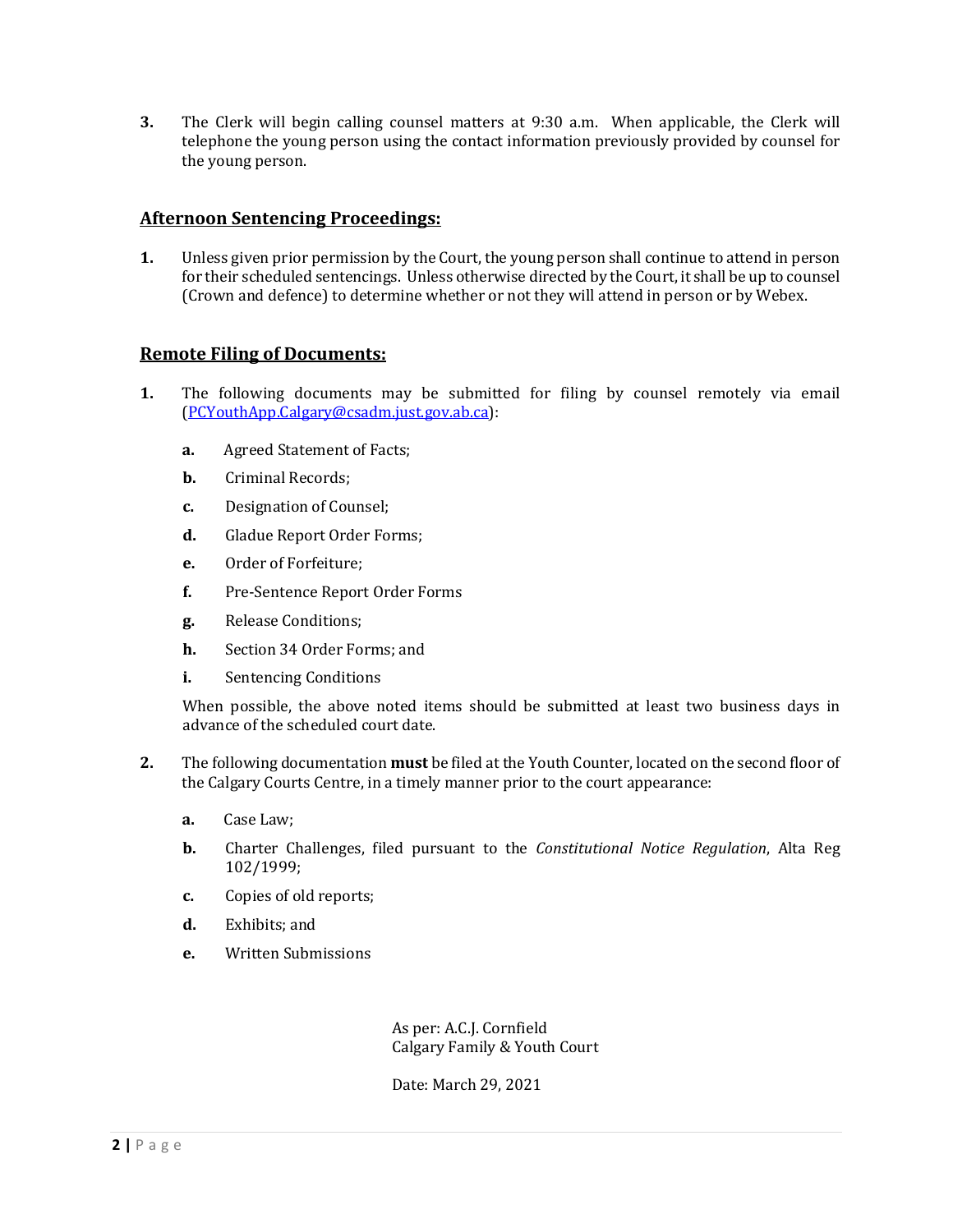3. The Clerk will begin calling counsel matters at 9:30 a.m. When applicable, the Clerk will telephone the young person using the contact information previously provided by counsel for the young person.

## Afternoon Sentencing Proceedings:

1. Unless given prior permission by the Court, the young person shall continue to attend in person for their scheduled sentencings. Unless otherwise directed by the Court, it shall be up to counsel (Crown and defence) to determine whether or not they will attend in person or by Webex.

## Remote Filing of Documents:

1. The following documents may be submitted for filing by counsel remotely via email (PCYouthApp.Calgary@csadm.just.gov.ab.ca):

   a. Agreed Statement of Facts;

   b. Criminal Records;

   c. Designation of Counsel;

   d. Gladue Report Order Forms;

   e. Order of Forfeiture;

   f. Pre-Sentence Report Order Forms

   g. Release Conditions;

   h. Section 34 Order Forms; and

   i. Sentencing Conditions

   When possible, the above noted items should be submitted at least two business days in advance of the scheduled court date.

2. The following documentation **must** be filed at the Youth Counter, located on the second floor of the Calgary Courts Centre, in a timely manner prior to the court appearance:

   a. Case Law;

   b. Charter Challenges, filed pursuant to the *Constitutional Notice Regulation*, Alta Reg 102/1999;

   c. Copies of old reports;

   d. Exhibits; and

   e. Written Submissions

As per: A.C.J. Cornfield
Calgary Family & Youth Court

Date: March 29, 2021